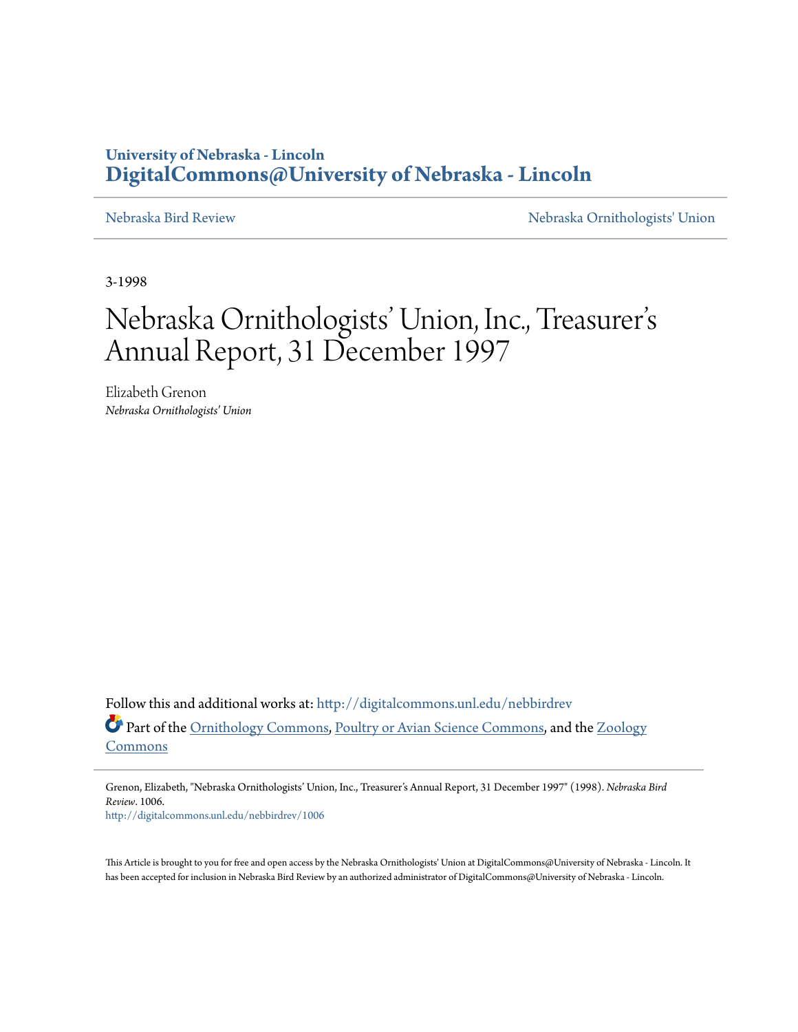University of Nebraska - Lincoln
**DigitalCommons@University of Nebraska - Lincoln**

Nebraska Bird Review | Nebraska Ornithologists' Union

3-1998

# Nebraska Ornithologists' Union, Inc., Treasurer's Annual Report, 31 December 1997

Elizabeth Grenon
*Nebraska Ornithologists' Union*

Follow this and additional works at: http://digitalcommons.unl.edu/nebbirdrev

Part of the Ornithology Commons, Poultry or Avian Science Commons, and the Zoology Commons

Grenon, Elizabeth, "Nebraska Ornithologists' Union, Inc., Treasurer's Annual Report, 31 December 1997" (1998). *Nebraska Bird Review*. 1006.
http://digitalcommons.unl.edu/nebbirdrev/1006

This Article is brought to you for free and open access by the Nebraska Ornithologists' Union at DigitalCommons@University of Nebraska - Lincoln. It has been accepted for inclusion in Nebraska Bird Review by an authorized administrator of DigitalCommons@University of Nebraska - Lincoln.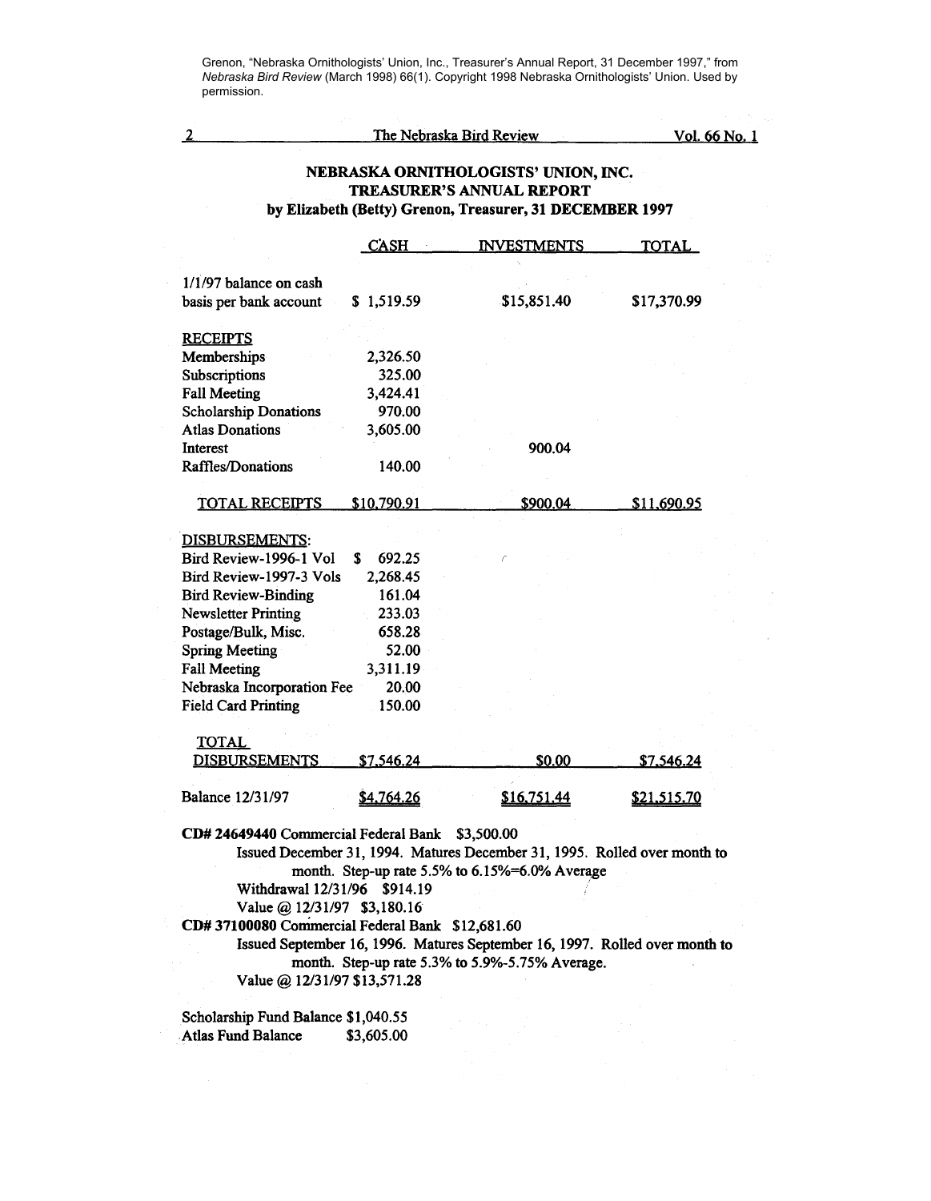Grenon, "Nebraska Ornithologists' Union, Inc., Treasurer's Annual Report, 31 December 1997," from *Nebraska Bird Review* (March 1998) 66(1). Copyright 1998 Nebraska Ornithologists' Union. Used by permission.

## NEBRASKA ORNITHOLOGISTS' UNION, INC.
## TREASURER'S ANNUAL REPORT
### by Elizabeth (Betty) Grenon, Treasurer, 31 DECEMBER 1997

| | CASH | INVESTMENTS | TOTAL |
|---|---|---|---|
| 1/1/97 balance on cash basis per bank account | $ 1,519.59 | $15,851.40 | $17,370.99 |
| RECEIPTS | | | |
| Memberships | 2,326.50 | | |
| Subscriptions | 325.00 | | |
| Fall Meeting | 3,424.41 | | |
| Scholarship Donations | 970.00 | | |
| Atlas Donations | 3,605.00 | | |
| Interest | | 900.04 | |
| Raffles/Donations | 140.00 | | |
| TOTAL RECEIPTS | $10,790.91 | $900.04 | $11,690.95 |
| DISBURSEMENTS: | | | |
| Bird Review-1996-1 Vol | $ 692.25 | | |
| Bird Review-1997-3 Vols | 2,268.45 | | |
| Bird Review-Binding | 161.04 | | |
| Newsletter Printing | 233.03 | | |
| Postage/Bulk, Misc. | 658.28 | | |
| Spring Meeting | 52.00 | | |
| Fall Meeting | 3,311.19 | | |
| Nebraska Incorporation Fee | 20.00 | | |
| Field Card Printing | 150.00 | | |
| TOTAL DISBURSEMENTS | $7,546.24 | $0.00 | $7,546.24 |
| Balance 12/31/97 | $4,764.26 | $16,751.44 | $21,515.70 |

**CD# 24649440** Commercial Federal Bank $3,500.00

Issued December 31, 1994. Matures December 31, 1995. Rolled over month to month. Step-up rate 5.5% to 6.15%=6.0% Average

Withdrawal 12/31/96 $914.19

Value @ 12/31/97 $3,180.16

**CD# 37100080** Commercial Federal Bank $12,681.60

Issued September 16, 1996. Matures September 16, 1997. Rolled over month to month. Step-up rate 5.3% to 5.9%-5.75% Average.

Value @ 12/31/97 $13,571.28

Scholarship Fund Balance $1,040.55

Atlas Fund Balance $3,605.00